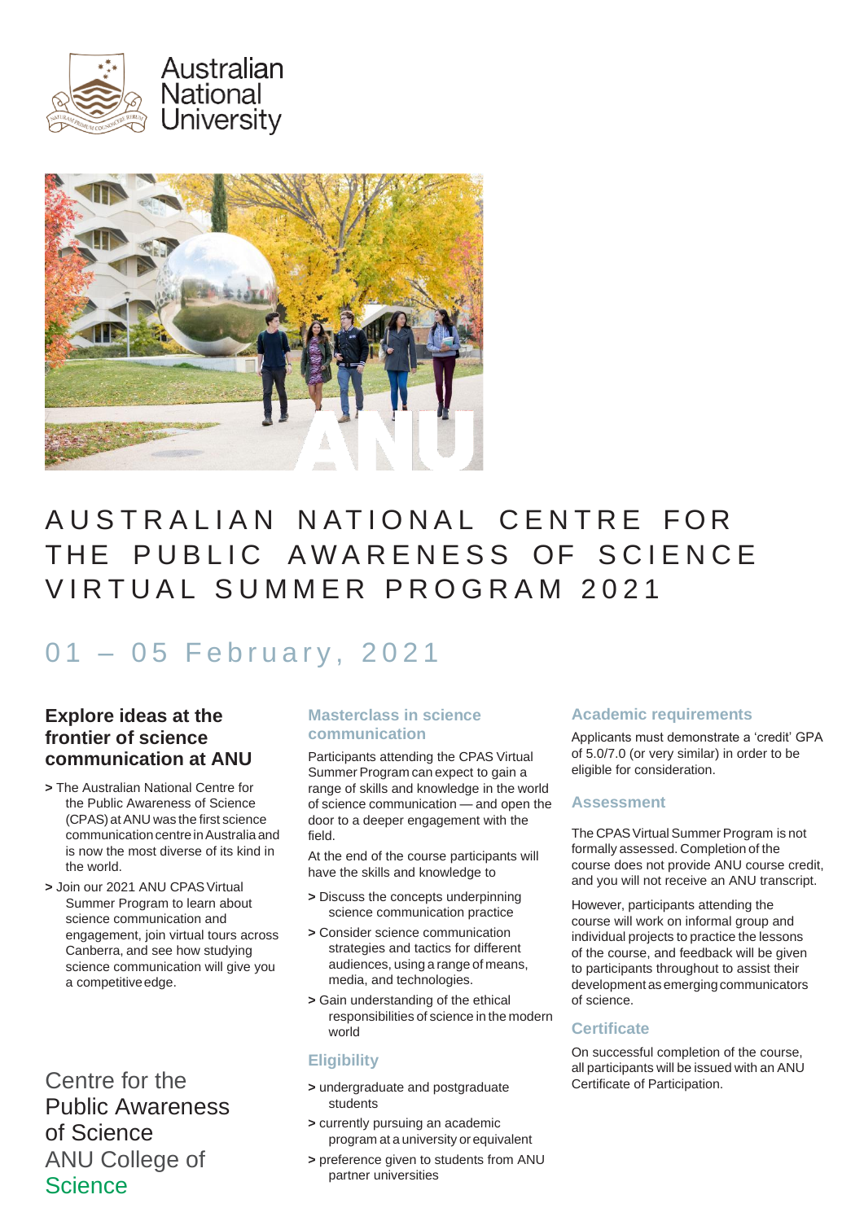Australian National University

# AUSTRALIAN NATIONAL CENTRE FOR THE PUBLIC AWARENESS OF SCIENCE VIRTUAL SUMMER PROGRAM 2021

## 01 – 05 February, 2021

### Explore ideas at the frontier of science communication at ANU

> The Australian National Centre for the Public Awareness of Science (CPAS) at ANU was the first science communication centre in Australia and is now the most diverse of its kind in the world.

> Join our 2021 ANU CPAS Virtual Summer Program to learn about science communication and engagement, join virtual tours across Canberra, and see how studying science communication will give you a competitive edge.

### Masterclass in science communication

Participants attending the CPAS Virtual Summer Program can expect to gain a range of skills and knowledge in the world of science communication — and open the door to a deeper engagement with the field.

At the end of the course participants will have the skills and knowledge to

> Discuss the concepts underpinning science communication practice

> Consider science communication strategies and tactics for different audiences, using a range of means, media, and technologies.

> Gain understanding of the ethical responsibilities of science in the modern world

### Eligibility

> undergraduate and postgraduate students

> currently pursuing an academic program at a university or equivalent

> preference given to students from ANU partner universities

### Academic requirements

Applicants must demonstrate a 'credit' GPA of 5.0/7.0 (or very similar) in order to be eligible for consideration.

### Assessment

The CPAS Virtual Summer Program is not formally assessed. Completion of the course does not provide ANU course credit, and you will not receive an ANU transcript.

However, participants attending the course will work on informal group and individual projects to practice the lessons of the course, and feedback will be given to participants throughout to assist their development as emerging communicators of science.

### Certificate

On successful completion of the course, all participants will be issued with an ANU Certificate of Participation.

Centre for the Public Awareness of Science
ANU College of Science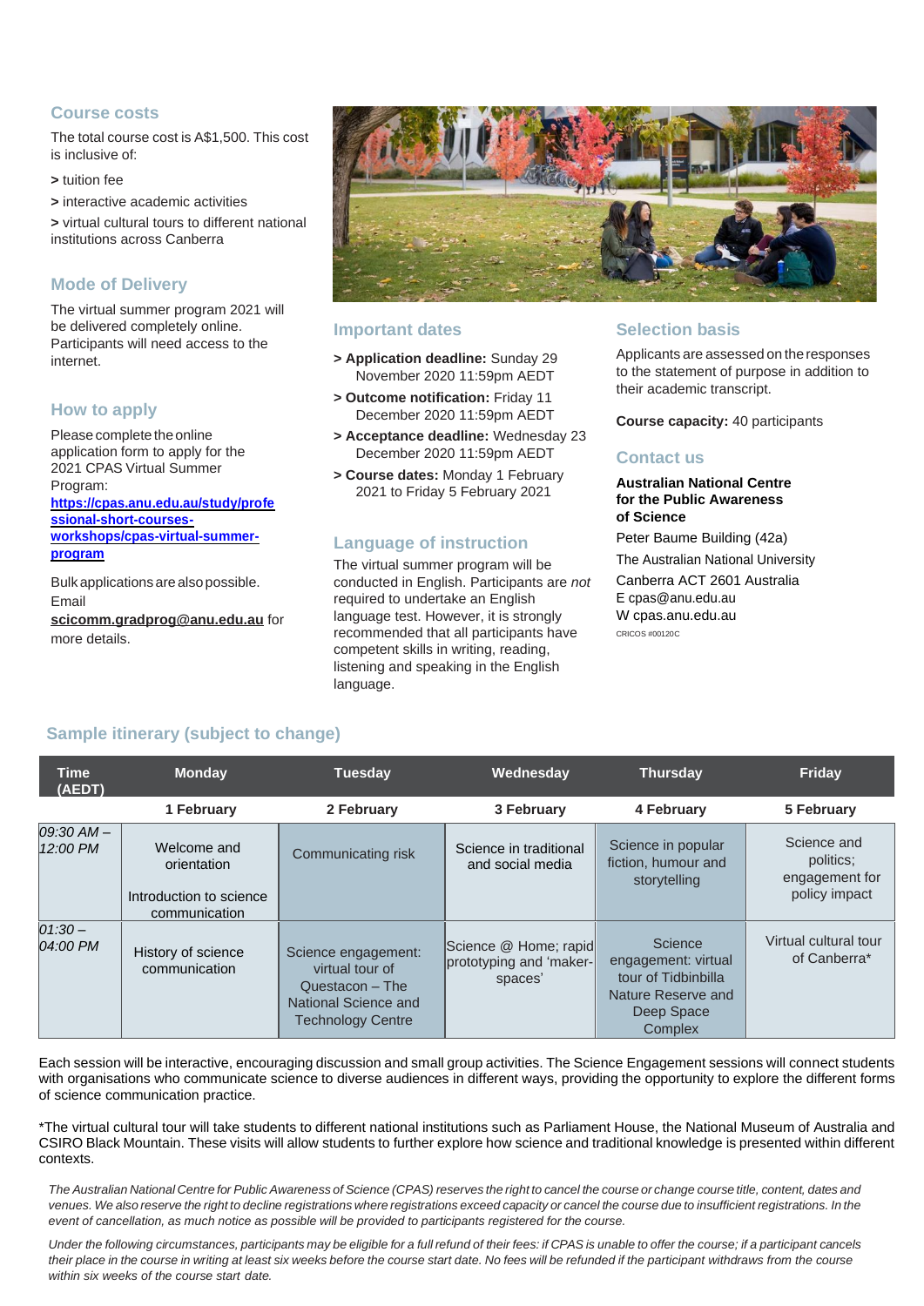## Course costs

The total course cost is A$1,500. This cost is inclusive of:

> tuition fee

> interactive academic activities

> virtual cultural tours to different national institutions across Canberra

## Mode of Delivery

The virtual summer program 2021 will be delivered completely online. Participants will need access to the internet.

## How to apply

Please complete the online application form to apply for the 2021 CPAS Virtual Summer Program: **https://cpas.anu.edu.au/study/professional-short-courses-workshops/cpas-virtual-summer-program**

Bulk applications are also possible. Email **scicomm.gradprog@anu.edu.au** for more details.

## Important dates

> **Application deadline:** Sunday 29 November 2020 11:59pm AEDT

> **Outcome notification:** Friday 11 December 2020 11:59pm AEDT

> **Acceptance deadline:** Wednesday 23 December 2020 11:59pm AEDT

> **Course dates:** Monday 1 February 2021 to Friday 5 February 2021

## Language of instruction

The virtual summer program will be conducted in English. Participants are *not* required to undertake an English language test. However, it is strongly recommended that all participants have competent skills in writing, reading, listening and speaking in the English language.

## Selection basis

Applicants are assessed on the responses to the statement of purpose in addition to their academic transcript.

**Course capacity:** 40 participants

## Contact us

**Australian National Centre for the Public Awareness of Science**

Peter Baume Building (42a)

The Australian National University

Canberra ACT 2601 Australia

E cpas@anu.edu.au

W cpas.anu.edu.au

CRICOS #00120C

## Sample itinerary (subject to change)

| Time (AEDT) | Monday | Tuesday | Wednesday | Thursday | Friday |
|---|---|---|---|---|---|
| | **1 February** | **2 February** | **3 February** | **4 February** | **5 February** |
| *09:30 AM – 12:00 PM* | Welcome and orientation<br><br>Introduction to science communication | Communicating risk | Science in traditional and social media | Science in popular fiction, humour and storytelling | Science and politics; engagement for policy impact |
| *01:30 – 04:00 PM* | History of science communication | Science engagement: virtual tour of Questacon – The National Science and Technology Centre | Science @ Home; rapid prototyping and 'maker-spaces' | Science engagement: virtual tour of Tidbinbilla Nature Reserve and Deep Space Complex | Virtual cultural tour of Canberra* |

Each session will be interactive, encouraging discussion and small group activities. The Science Engagement sessions will connect students with organisations who communicate science to diverse audiences in different ways, providing the opportunity to explore the different forms of science communication practice.

*The virtual cultural tour will take students to different national institutions such as Parliament House, the National Museum of Australia and CSIRO Black Mountain. These visits will allow students to further explore how science and traditional knowledge is presented within different contexts.

*The Australian National Centre for Public Awareness of Science (CPAS) reserves the right to cancel the course or change course title, content, dates and venues. We also reserve the right to decline registrations where registrations exceed capacity or cancel the course due to insufficient registrations. In the event of cancellation, as much notice as possible will be provided to participants registered for the course.*

*Under the following circumstances, participants may be eligible for a full refund of their fees: if CPAS is unable to offer the course; if a participant cancels their place in the course in writing at least six weeks before the course start date. No fees will be refunded if the participant withdraws from the course within six weeks of the course start date.*